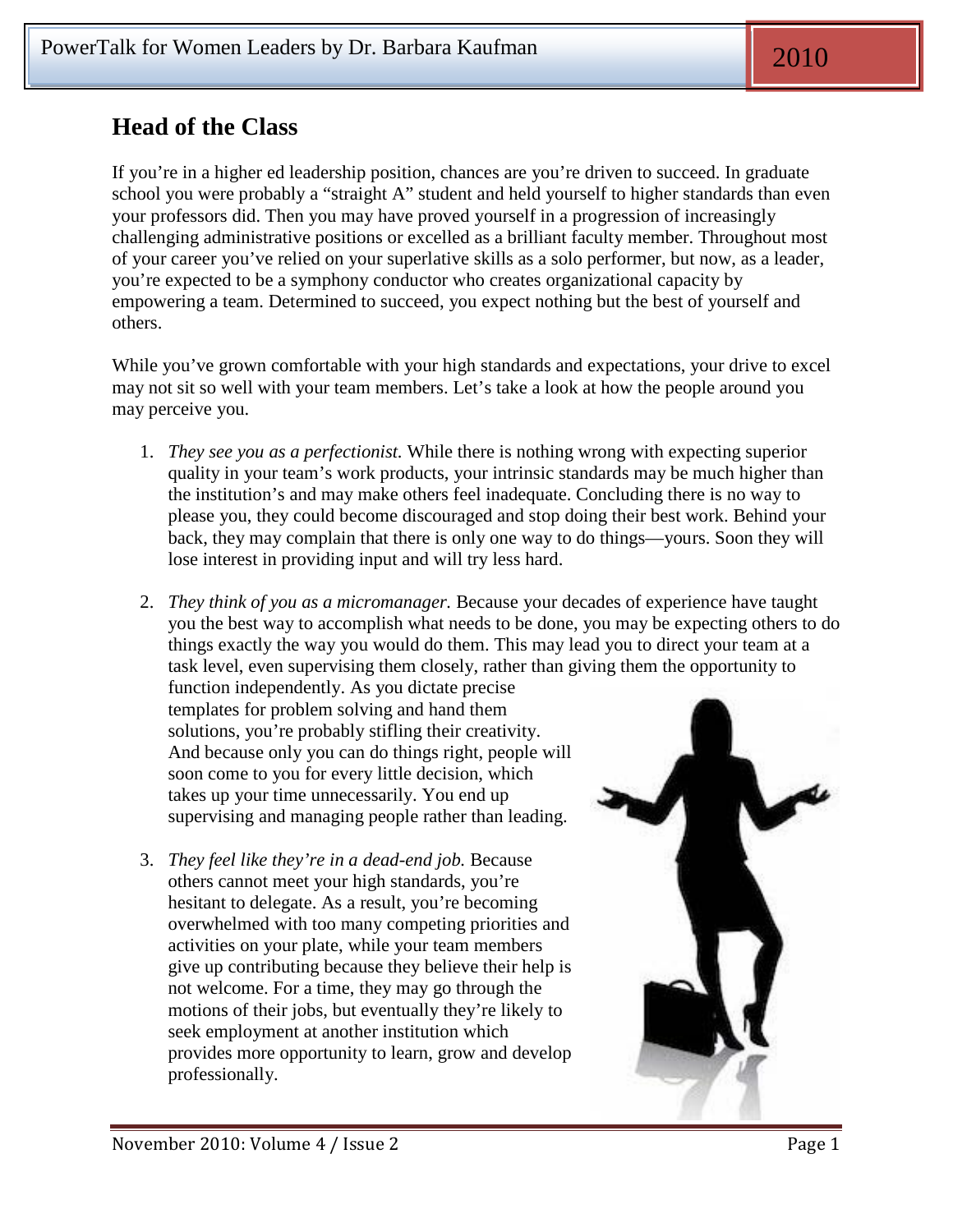# Head of the Class

If you're in a higher ed leadership position, chances are you're driven to succeed. In graduate school you were probably a "straight A" student and held yourself to higher standards than even your professors did. Then you may have proved yourself in a progression of increasingly challenging administrative positions or excelled as a brilliant faculty member. Throughout most of your career you've relied on your superlative skills as a solo performer, but now, as a leader, you're expected to be a symphony conductor who creates organizational capacity by empowering a team. Determined to succeed, you expect nothing but the best of yourself and others.

While you've grown comfortable with your high standards and expectations, your drive to excel may not sit so well with your team members. Let's take a look at how the people around you may perceive you.

1. *They see you as a perfectionist.* While there is nothing wrong with expecting superior quality in your team's work products, your intrinsic standards may be much higher than the institution's and may make others feel inadequate. Concluding there is no way to please you, they could become discouraged and stop doing their best work. Behind your back, they may complain that there is only one way to do things—yours. Soon they will lose interest in providing input and will try less hard.

2. *They think of you as a micromanager.* Because your decades of experience have taught you the best way to accomplish what needs to be done, you may be expecting others to do things exactly the way you would do them. This may lead you to direct your team at a task level, even supervising them closely, rather than giving them the opportunity to function independently. As you dictate precise templates for problem solving and hand them solutions, you're probably stifling their creativity. And because only you can do things right, people will soon come to you for every little decision, which takes up your time unnecessarily. You end up supervising and managing people rather than leading.

3. *They feel like they're in a dead-end job.* Because others cannot meet your high standards, you're hesitant to delegate. As a result, you're becoming overwhelmed with too many competing priorities and activities on your plate, while your team members give up contributing because they believe their help is not welcome. For a time, they may go through the motions of their jobs, but eventually they're likely to seek employment at another institution which provides more opportunity to learn, grow and develop professionally.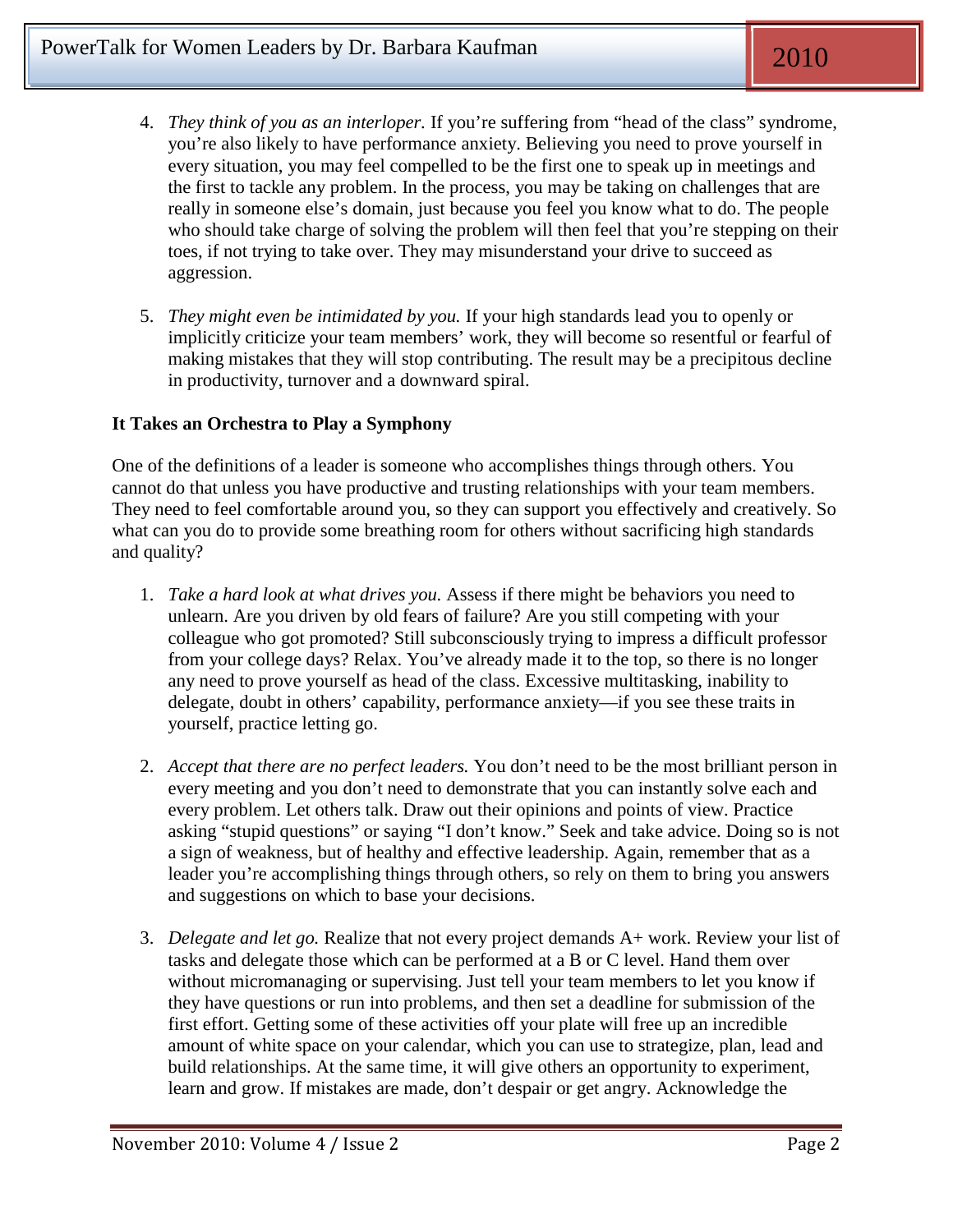4. *They think of you as an interloper.* If you're suffering from "head of the class" syndrome, you're also likely to have performance anxiety. Believing you need to prove yourself in every situation, you may feel compelled to be the first one to speak up in meetings and the first to tackle any problem. In the process, you may be taking on challenges that are really in someone else's domain, just because you feel you know what to do. The people who should take charge of solving the problem will then feel that you're stepping on their toes, if not trying to take over. They may misunderstand your drive to succeed as aggression.

5. *They might even be intimidated by you.* If your high standards lead you to openly or implicitly criticize your team members' work, they will become so resentful or fearful of making mistakes that they will stop contributing. The result may be a precipitous decline in productivity, turnover and a downward spiral.

**It Takes an Orchestra to Play a Symphony**

One of the definitions of a leader is someone who accomplishes things through others. You cannot do that unless you have productive and trusting relationships with your team members. They need to feel comfortable around you, so they can support you effectively and creatively. So what can you do to provide some breathing room for others without sacrificing high standards and quality?

1. *Take a hard look at what drives you.* Assess if there might be behaviors you need to unlearn. Are you driven by old fears of failure? Are you still competing with your colleague who got promoted? Still subconsciously trying to impress a difficult professor from your college days? Relax. You've already made it to the top, so there is no longer any need to prove yourself as head of the class. Excessive multitasking, inability to delegate, doubt in others' capability, performance anxiety—if you see these traits in yourself, practice letting go.

2. *Accept that there are no perfect leaders.* You don't need to be the most brilliant person in every meeting and you don't need to demonstrate that you can instantly solve each and every problem. Let others talk. Draw out their opinions and points of view. Practice asking "stupid questions" or saying "I don't know." Seek and take advice. Doing so is not a sign of weakness, but of healthy and effective leadership. Again, remember that as a leader you're accomplishing things through others, so rely on them to bring you answers and suggestions on which to base your decisions.

3. *Delegate and let go.* Realize that not every project demands A+ work. Review your list of tasks and delegate those which can be performed at a B or C level. Hand them over without micromanaging or supervising. Just tell your team members to let you know if they have questions or run into problems, and then set a deadline for submission of the first effort. Getting some of these activities off your plate will free up an incredible amount of white space on your calendar, which you can use to strategize, plan, lead and build relationships. At the same time, it will give others an opportunity to experiment, learn and grow. If mistakes are made, don't despair or get angry. Acknowledge the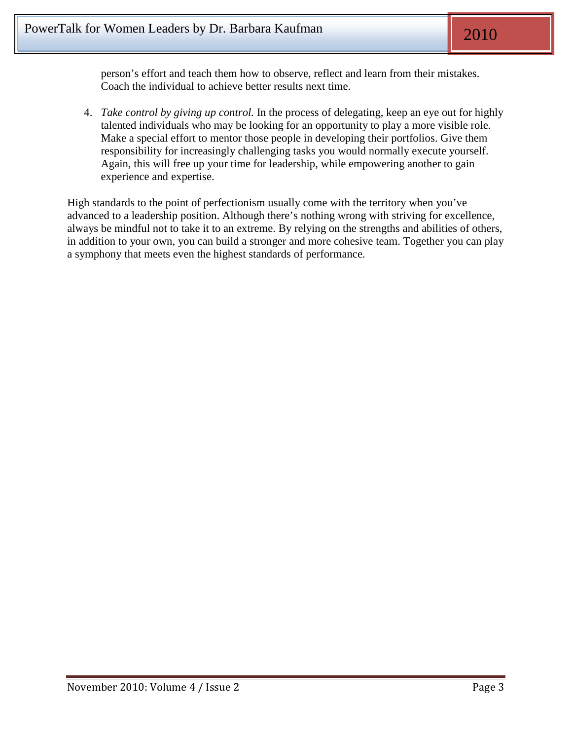person's effort and teach them how to observe, reflect and learn from their mistakes. Coach the individual to achieve better results next time.

4. *Take control by giving up control.* In the process of delegating, keep an eye out for highly talented individuals who may be looking for an opportunity to play a more visible role. Make a special effort to mentor those people in developing their portfolios. Give them responsibility for increasingly challenging tasks you would normally execute yourself. Again, this will free up your time for leadership, while empowering another to gain experience and expertise.

High standards to the point of perfectionism usually come with the territory when you've advanced to a leadership position. Although there's nothing wrong with striving for excellence, always be mindful not to take it to an extreme. By relying on the strengths and abilities of others, in addition to your own, you can build a stronger and more cohesive team. Together you can play a symphony that meets even the highest standards of performance.